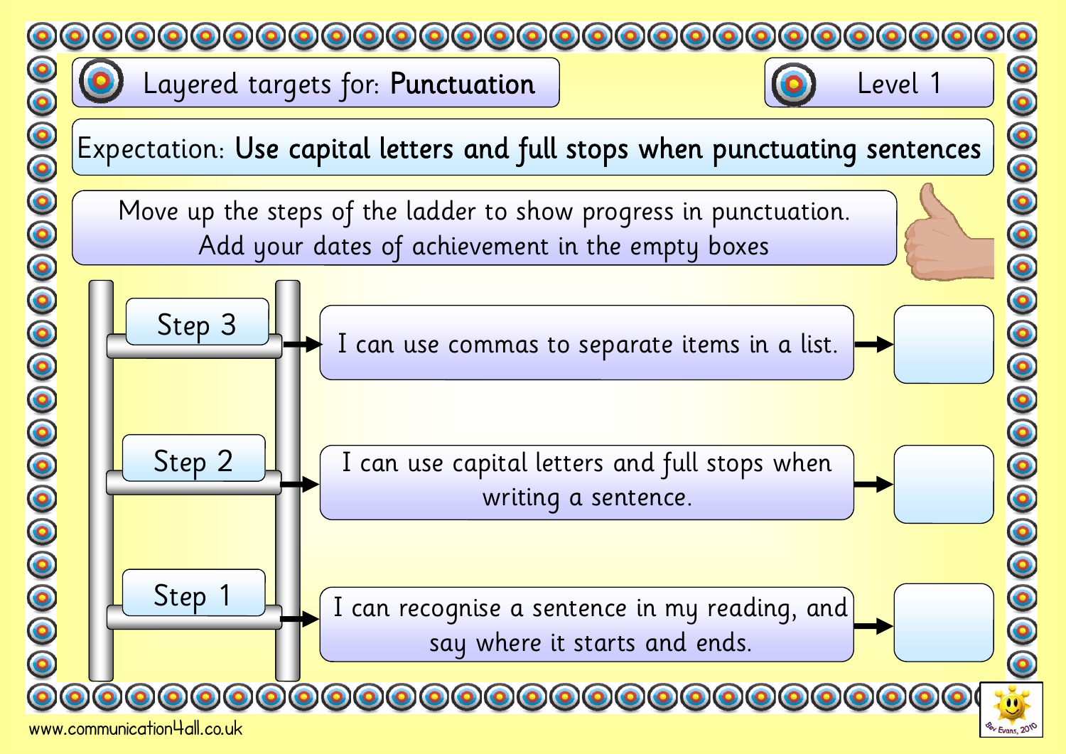# Layered targets for: **Punctuation**

Level 1

Expectation: **Use capital letters and full stops when punctuating sentences**

Move up the steps of the ladder to show progress in punctuation.
Add your dates of achievement in the empty boxes

| Step | Target | Date |
| --- | --- | --- |
| Step 3 | I can use commas to separate items in a list. | |
| Step 2 | I can use capital letters and full stops when writing a sentence. | |
| Step 1 | I can recognise a sentence in my reading, and say where it starts and ends. | |

www.communication4all.co.uk

Bev Evans, 2010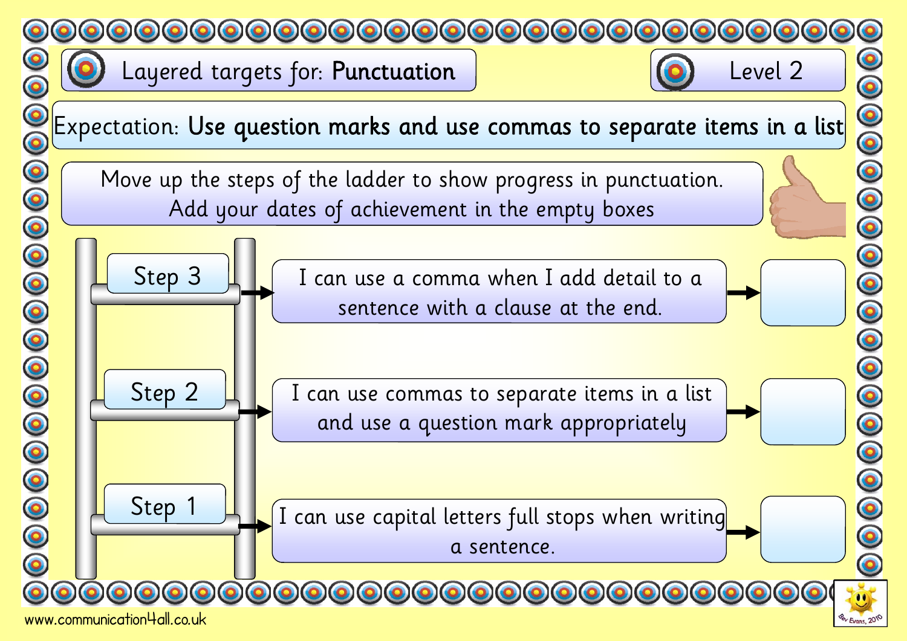# Layered targets for: **Punctuation**

**Level 2**

Expectation: **Use question marks and use commas to separate items in a list**

Move up the steps of the ladder to show progress in punctuation.
Add your dates of achievement in the empty boxes

| Step | Target | Date of achievement |
| --- | --- | --- |
| Step 3 | I can use a comma when I add detail to a sentence with a clause at the end. | |
| Step 2 | I can use commas to separate items in a list and use a question mark appropriately | |
| Step 1 | I can use capital letters full stops when writing a sentence. | |

www.communication4all.co.uk

Bev Evans, 2010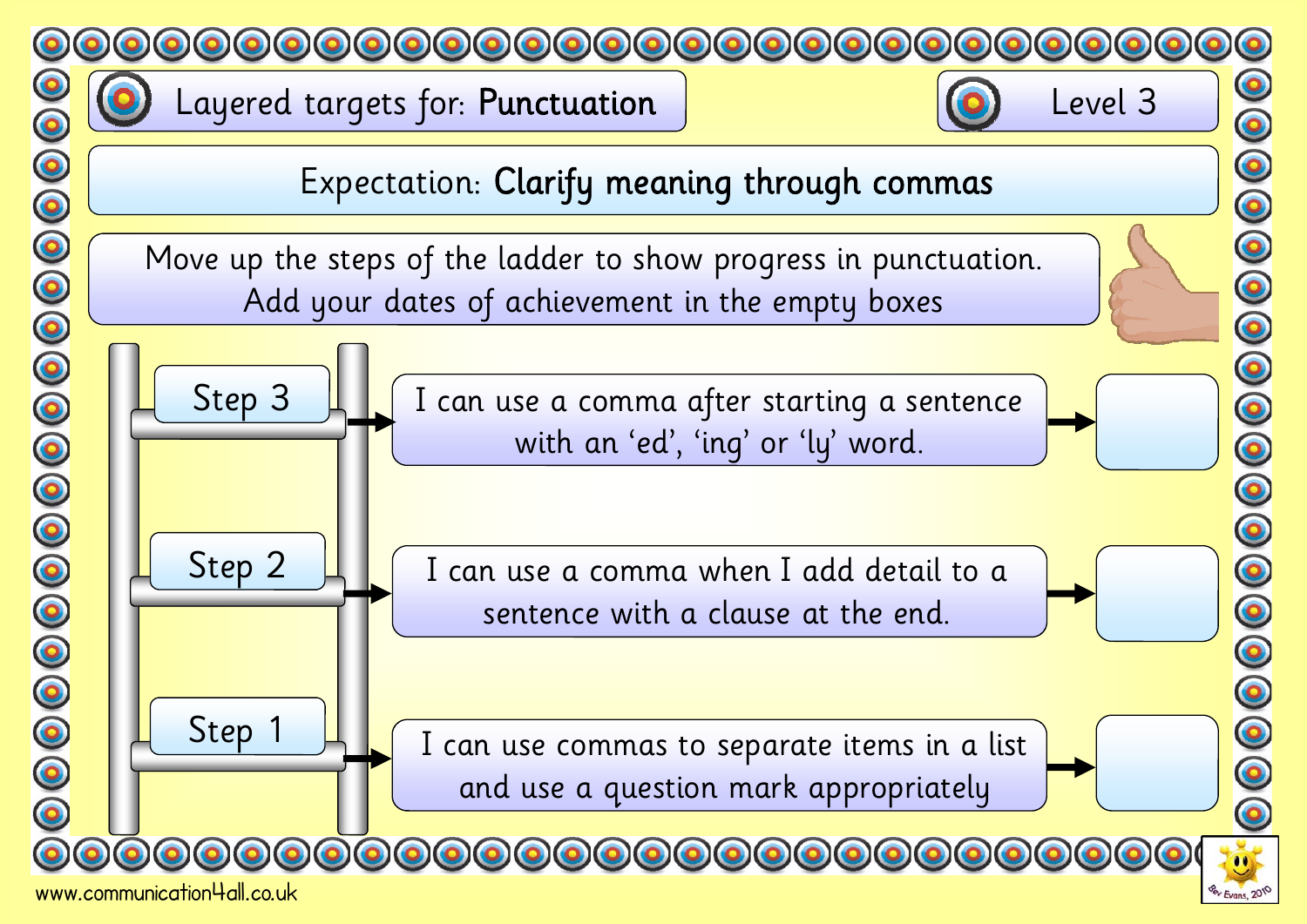# Layered targets for: **Punctuation**

Level 3

## Expectation: **Clarify meaning through commas**

Move up the steps of the ladder to show progress in punctuation.
Add your dates of achievement in the empty boxes

| Step | Target | Date |
|---|---|---|
| Step 3 | I can use a comma after starting a sentence with an 'ed', 'ing' or 'ly' word. | |
| Step 2 | I can use a comma when I add detail to a sentence with a clause at the end. | |
| Step 1 | I can use commas to separate items in a list and use a question mark appropriately | |

www.communication4all.co.uk

Bev Evans, 2010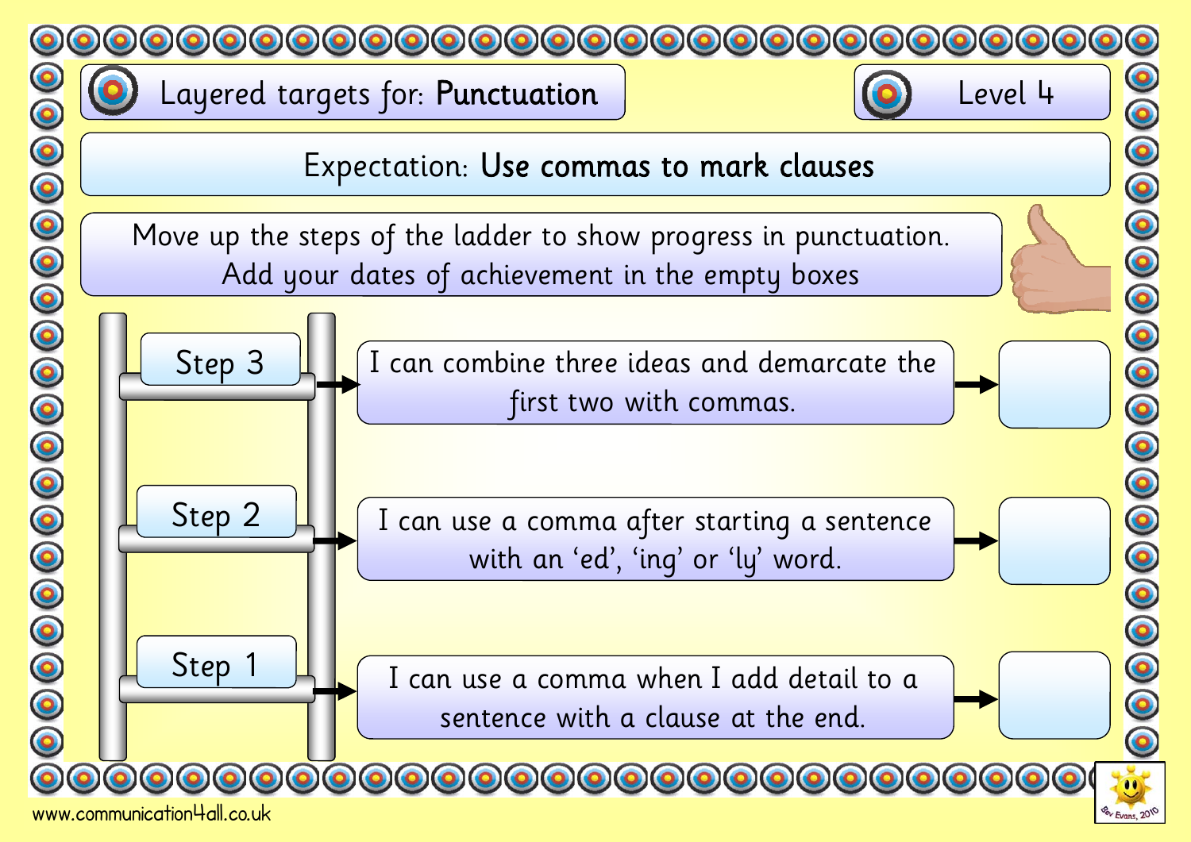# Layered targets for: **Punctuation**

**Level 4**

## Expectation: **Use commas to mark clauses**

Move up the steps of the ladder to show progress in punctuation.
Add your dates of achievement in the empty boxes

| Step | Target | Date |
| --- | --- | --- |
| Step 3 | I can combine three ideas and demarcate the first two with commas. | |
| Step 2 | I can use a comma after starting a sentence with an 'ed', 'ing' or 'ly' word. | |
| Step 1 | I can use a comma when I add detail to a sentence with a clause at the end. | |

www.communication4all.co.uk

Bev Evans, 2010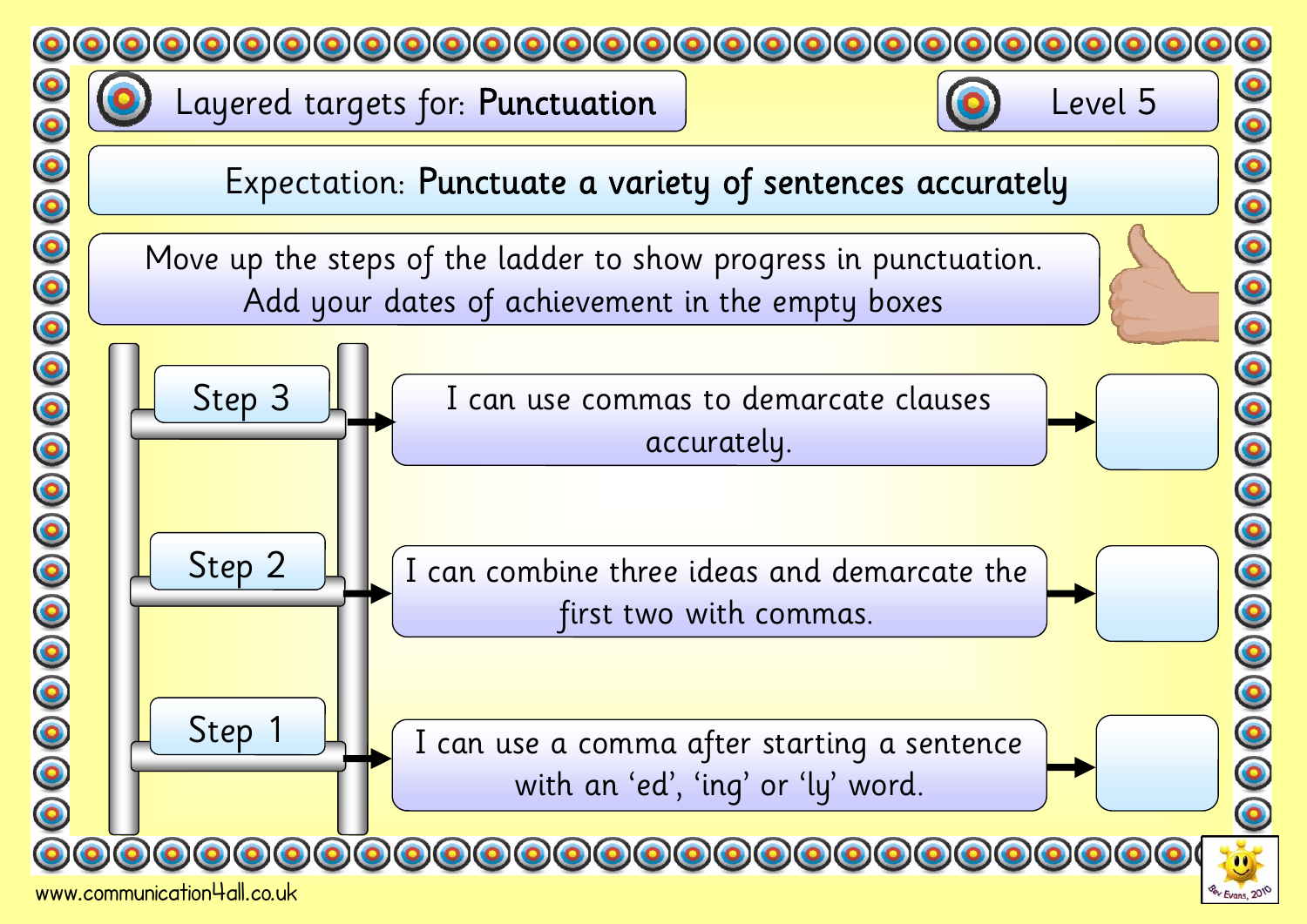# Layered targets for: **Punctuation**

## Level 5

Expectation: **Punctuate a variety of sentences accurately**

Move up the steps of the ladder to show progress in punctuation.
Add your dates of achievement in the empty boxes

| Step | Target | Date of achievement |
| --- | --- | --- |
| Step 3 | I can use commas to demarcate clauses accurately. | |
| Step 2 | I can combine three ideas and demarcate the first two with commas. | |
| Step 1 | I can use a comma after starting a sentence with an 'ed', 'ing' or 'ly' word. | |

www.communication4all.co.uk

Bev Evans, 2010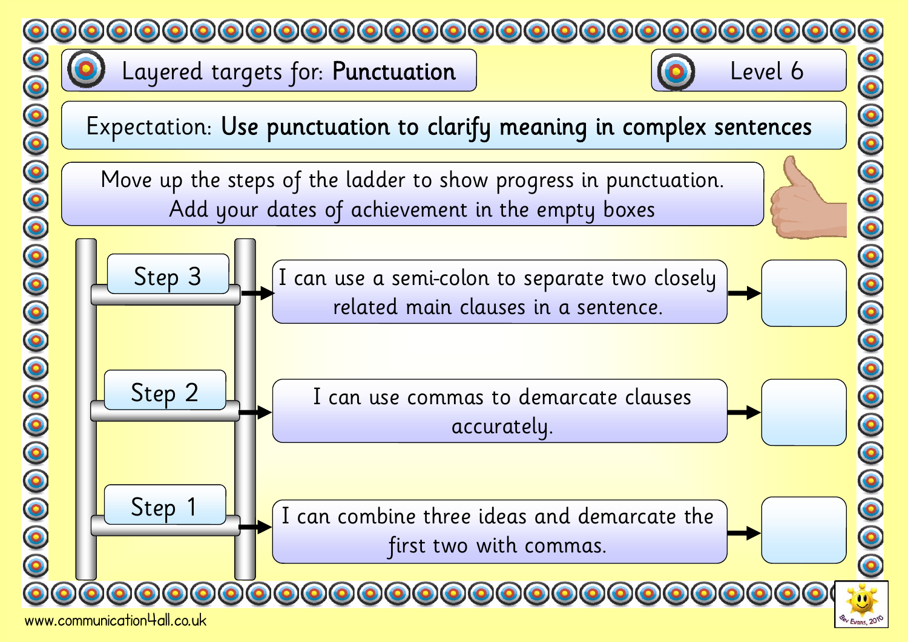# Layered targets for: **Punctuation**

**Level 6**

Expectation: **Use punctuation to clarify meaning in complex sentences**

Move up the steps of the ladder to show progress in punctuation.
Add your dates of achievement in the empty boxes

| | | |
|---|---|---|
| Step 3 | I can use a semi-colon to separate two closely related main clauses in a sentence. | |
| Step 2 | I can use commas to demarcate clauses accurately. | |
| Step 1 | I can combine three ideas and demarcate the first two with commas. | |

www.communication4all.co.uk

Bev Evans, 2010